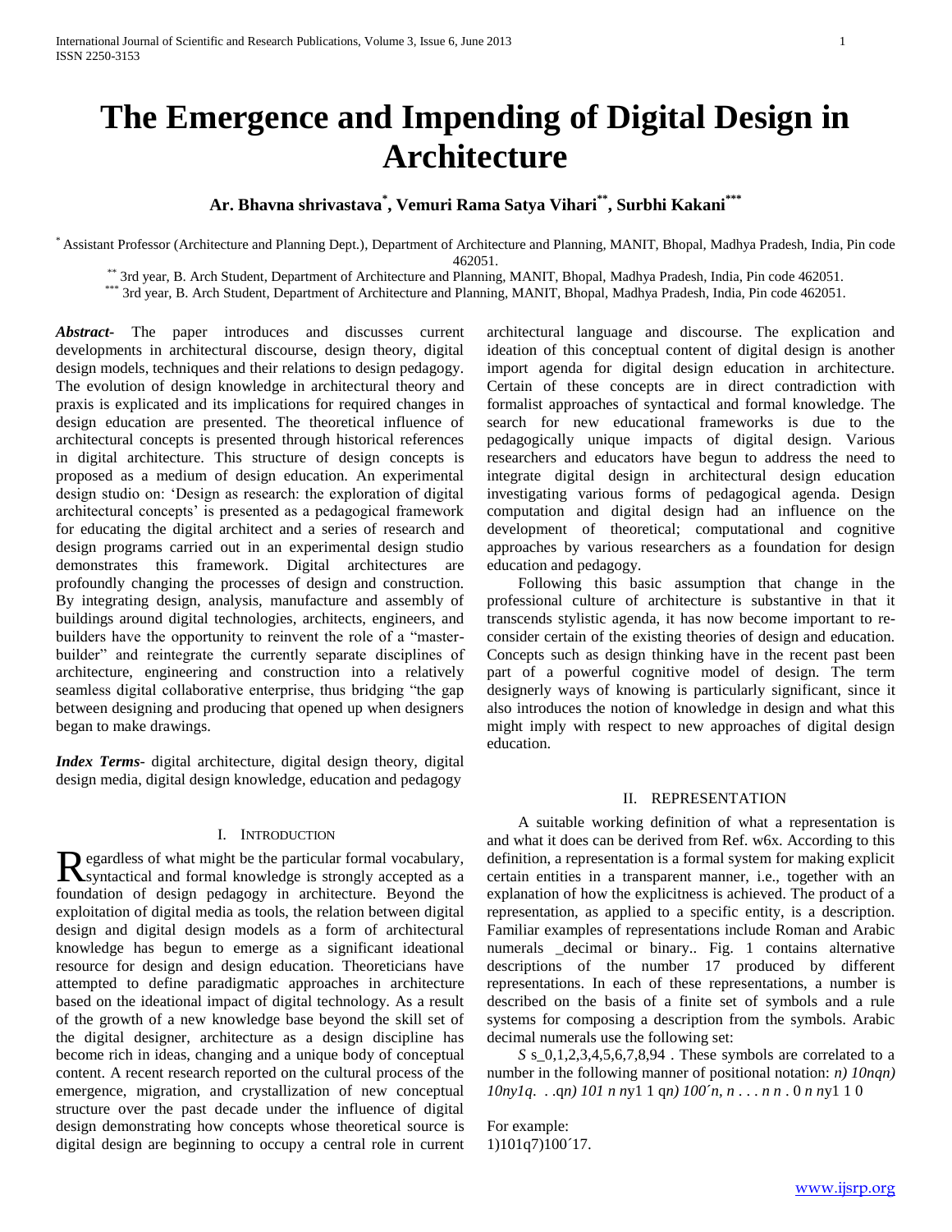# The Emergence and Impending of Digital Design in Architecture

**Ar. Bhavna shrivastava[*], Vemuri Rama Satya Vihari[**], Surbhi Kakani[***]**

[*] Assistant Professor (Architecture and Planning Dept.), Department of Architecture and Planning, MANIT, Bhopal, Madhya Pradesh, India, Pin code 462051.

[**] 3rd year, B. Arch Student, Department of Architecture and Planning, MANIT, Bhopal, Madhya Pradesh, India, Pin code 462051.

[***] 3rd year, B. Arch Student, Department of Architecture and Planning, MANIT, Bhopal, Madhya Pradesh, India, Pin code 462051.

***Abstract***- The paper introduces and discusses current developments in architectural discourse, design theory, digital design models, techniques and their relations to design pedagogy. The evolution of design knowledge in architectural theory and praxis is explicated and its implications for required changes in design education are presented. The theoretical influence of architectural concepts is presented through historical references in digital architecture. This structure of design concepts is proposed as a medium of design education. An experimental design studio on: 'Design as research: the exploration of digital architectural concepts' is presented as a pedagogical framework for educating the digital architect and a series of research and design programs carried out in an experimental design studio demonstrates this framework. Digital architectures are profoundly changing the processes of design and construction. By integrating design, analysis, manufacture and assembly of buildings around digital technologies, architects, engineers, and builders have the opportunity to reinvent the role of a "master-builder" and reintegrate the currently separate disciplines of architecture, engineering and construction into a relatively seamless digital collaborative enterprise, thus bridging "the gap between designing and producing that opened up when designers began to make drawings.

***Index Terms***- digital architecture, digital design theory, digital design media, digital design knowledge, education and pedagogy

## I. Introduction

Regardless of what might be the particular formal vocabulary, syntactical and formal knowledge is strongly accepted as a foundation of design pedagogy in architecture. Beyond the exploitation of digital media as tools, the relation between digital design and digital design models as a form of architectural knowledge has begun to emerge as a significant ideational resource for design and design education. Theoreticians have attempted to define paradigmatic approaches in architecture based on the ideational impact of digital technology. As a result of the growth of a new knowledge base beyond the skill set of the digital designer, architecture as a design discipline has become rich in ideas, changing and a unique body of conceptual content. A recent research reported on the cultural process of the emergence, migration, and crystallization of new conceptual structure over the past decade under the influence of digital design demonstrating how concepts whose theoretical source is digital design are beginning to occupy a central role in current architectural language and discourse. The explication and ideation of this conceptual content of digital design is another import agenda for digital design education in architecture. Certain of these concepts are in direct contradiction with formalist approaches of syntactical and formal knowledge. The search for new educational frameworks is due to the pedagogically unique impacts of digital design. Various researchers and educators have begun to address the need to integrate digital design in architectural design education investigating various forms of pedagogical agenda. Design computation and digital design had an influence on the development of theoretical; computational and cognitive approaches by various researchers as a foundation for design education and pedagogy.

Following this basic assumption that change in the professional culture of architecture is substantive in that it transcends stylistic agenda, it has now become important to re-consider certain of the existing theories of design and education. Concepts such as design thinking have in the recent past been part of a powerful cognitive model of design. The term designerly ways of knowing is particularly significant, since it also introduces the notion of knowledge in design and what this might imply with respect to new approaches of digital design education.

## II. Representation

A suitable working definition of what a representation is and what it does can be derived from Ref. w6x. According to this definition, a representation is a formal system for making explicit certain entities in a transparent manner, i.e., together with an explanation of how the explicitness is achieved. The product of a representation, as applied to a specific entity, is a description. Familiar examples of representations include Roman and Arabic numerals _decimal or binary.. Fig. 1 contains alternative descriptions of the number 17 produced by different representations. In each of these representations, a number is described on the basis of a finite set of symbols and a rule systems for composing a description from the symbols. Arabic decimal numerals use the following set:

*S* s_0,1,2,3,4,5,6,7,8,94 . These symbols are correlated to a number in the following manner of positional notation: *n) 10nqn) 10ny1q. . .*q*n) 101 n n*y1 1 q*n) 100´n, n . . . n n* . 0 *n n*y1 1 0

For example:
1)101q7)100´17.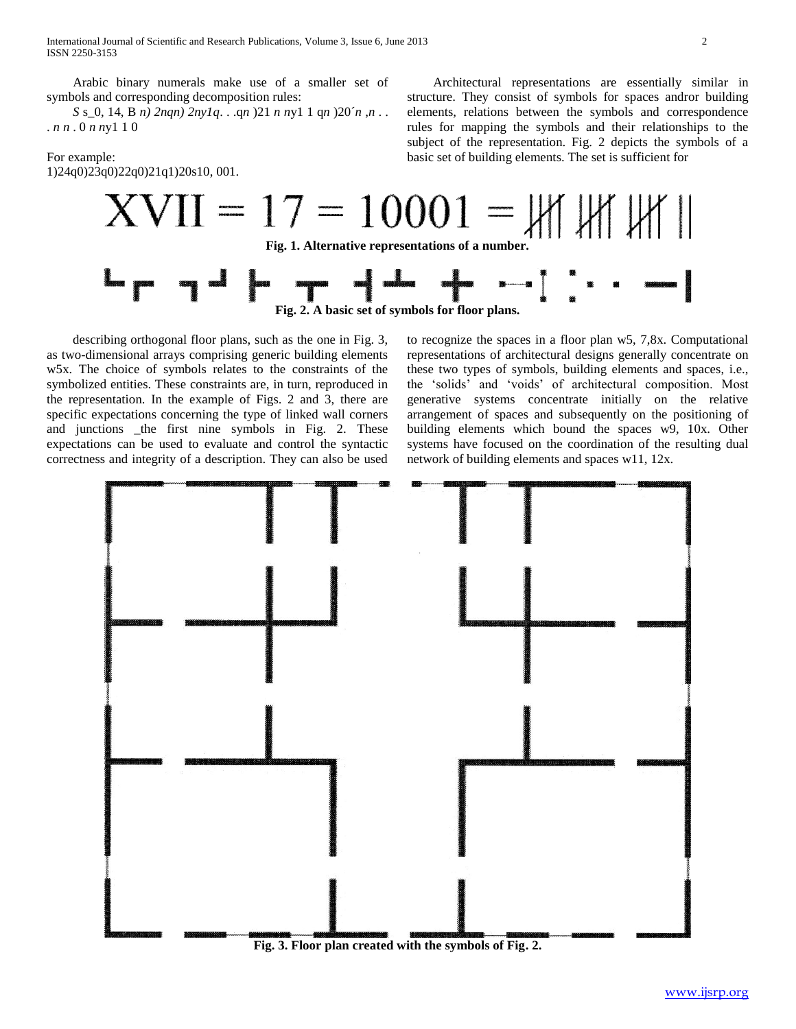Arabic binary numerals make use of a smaller set of symbols and corresponding decomposition rules:

*S* s_0, 14, B *n) 2nqn) 2ny1q*. . .q*n* )21 *n n*y1 1 q*n* )20´*n* ,*n* . . . *n n* . 0 *n n*y1 1 0

For example:
1)24q0)23q0)22q0)21q1)20s10, 001.

Architectural representations are essentially similar in structure. They consist of symbols for spaces andror building elements, relations between the symbols and correspondence rules for mapping the symbols and their relationships to the subject of the representation. Fig. 2 depicts the symbols of a basic set of building elements. The set is sufficient for

XVII = 17 = 10001 =

**Fig. 1. Alternative representations of a number.**

**Fig. 2. A basic set of symbols for floor plans.**

describing orthogonal floor plans, such as the one in Fig. 3, as two-dimensional arrays comprising generic building elements w5x. The choice of symbols relates to the constraints of the symbolized entities. These constraints are, in turn, reproduced in the representation. In the example of Figs. 2 and 3, there are specific expectations concerning the type of linked wall corners and junctions _the first nine symbols in Fig. 2. These expectations can be used to evaluate and control the syntactic correctness and integrity of a description. They can also be used to recognize the spaces in a floor plan w5, 7,8x. Computational representations of architectural designs generally concentrate on these two types of symbols, building elements and spaces, i.e., the 'solids' and 'voids' of architectural composition. Most generative systems concentrate initially on the relative arrangement of spaces and subsequently on the positioning of building elements which bound the spaces w9, 10x. Other systems have focused on the coordination of the resulting dual network of building elements and spaces w11, 12x.

**Fig. 3. Floor plan created with the symbols of Fig. 2.**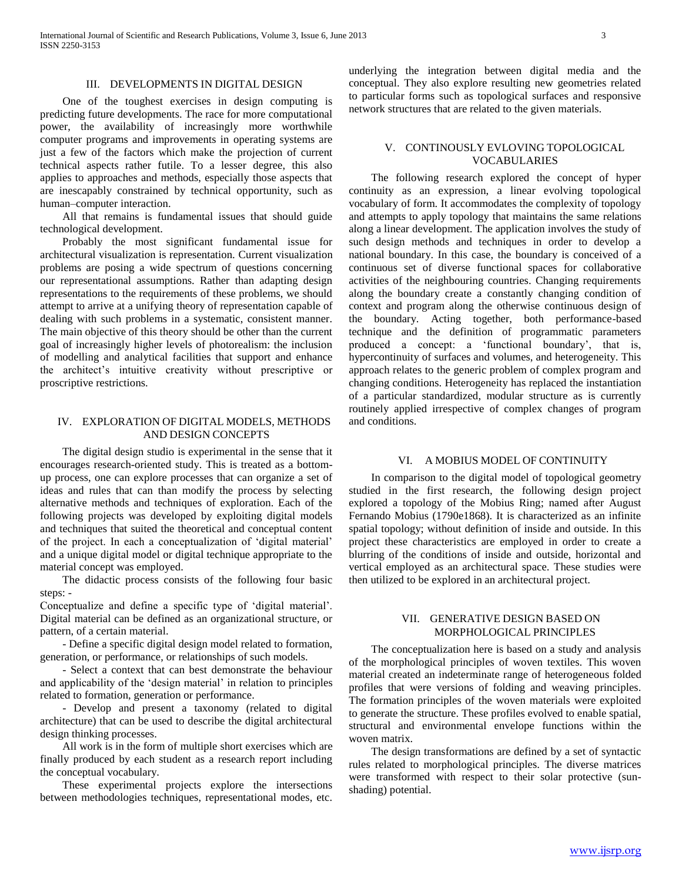## III. DEVELOPMENTS IN DIGITAL DESIGN

One of the toughest exercises in design computing is predicting future developments. The race for more computational power, the availability of increasingly more worthwhile computer programs and improvements in operating systems are just a few of the factors which make the projection of current technical aspects rather futile. To a lesser degree, this also applies to approaches and methods, especially those aspects that are inescapably constrained by technical opportunity, such as human–computer interaction.

All that remains is fundamental issues that should guide technological development.

Probably the most significant fundamental issue for architectural visualization is representation. Current visualization problems are posing a wide spectrum of questions concerning our representational assumptions. Rather than adapting design representations to the requirements of these problems, we should attempt to arrive at a unifying theory of representation capable of dealing with such problems in a systematic, consistent manner. The main objective of this theory should be other than the current goal of increasingly higher levels of photorealism: the inclusion of modelling and analytical facilities that support and enhance the architect's intuitive creativity without prescriptive or proscriptive restrictions.

## IV. EXPLORATION OF DIGITAL MODELS, METHODS AND DESIGN CONCEPTS

The digital design studio is experimental in the sense that it encourages research-oriented study. This is treated as a bottom-up process, one can explore processes that can organize a set of ideas and rules that can than modify the process by selecting alternative methods and techniques of exploration. Each of the following projects was developed by exploiting digital models and techniques that suited the theoretical and conceptual content of the project. In each a conceptualization of 'digital material' and a unique digital model or digital technique appropriate to the material concept was employed.

The didactic process consists of the following four basic steps: -

Conceptualize and define a specific type of 'digital material'. Digital material can be defined as an organizational structure, or pattern, of a certain material.

- Define a specific digital design model related to formation, generation, or performance, or relationships of such models.

- Select a context that can best demonstrate the behaviour and applicability of the 'design material' in relation to principles related to formation, generation or performance.

- Develop and present a taxonomy (related to digital architecture) that can be used to describe the digital architectural design thinking processes.

All work is in the form of multiple short exercises which are finally produced by each student as a research report including the conceptual vocabulary.

These experimental projects explore the intersections between methodologies techniques, representational modes, etc. underlying the integration between digital media and the conceptual. They also explore resulting new geometries related to particular forms such as topological surfaces and responsive network structures that are related to the given materials.

## V. CONTINOUSLY EVLOVING TOPOLOGICAL VOCABULARIES

The following research explored the concept of hyper continuity as an expression, a linear evolving topological vocabulary of form. It accommodates the complexity of topology and attempts to apply topology that maintains the same relations along a linear development. The application involves the study of such design methods and techniques in order to develop a national boundary. In this case, the boundary is conceived of a continuous set of diverse functional spaces for collaborative activities of the neighbouring countries. Changing requirements along the boundary create a constantly changing condition of context and program along the otherwise continuous design of the boundary. Acting together, both performance-based technique and the definition of programmatic parameters produced a concept: a 'functional boundary', that is, hypercontinuity of surfaces and volumes, and heterogeneity. This approach relates to the generic problem of complex program and changing conditions. Heterogeneity has replaced the instantiation of a particular standardized, modular structure as is currently routinely applied irrespective of complex changes of program and conditions.

## VI. A MOBIUS MODEL OF CONTINUITY

In comparison to the digital model of topological geometry studied in the first research, the following design project explored a topology of the Mobius Ring; named after August Fernando Mobius (1790e1868). It is characterized as an infinite spatial topology; without definition of inside and outside. In this project these characteristics are employed in order to create a blurring of the conditions of inside and outside, horizontal and vertical employed as an architectural space. These studies were then utilized to be explored in an architectural project.

## VII. GENERATIVE DESIGN BASED ON MORPHOLOGICAL PRINCIPLES

The conceptualization here is based on a study and analysis of the morphological principles of woven textiles. This woven material created an indeterminate range of heterogeneous folded profiles that were versions of folding and weaving principles. The formation principles of the woven materials were exploited to generate the structure. These profiles evolved to enable spatial, structural and environmental envelope functions within the woven matrix.

The design transformations are defined by a set of syntactic rules related to morphological principles. The diverse matrices were transformed with respect to their solar protective (sun-shading) potential.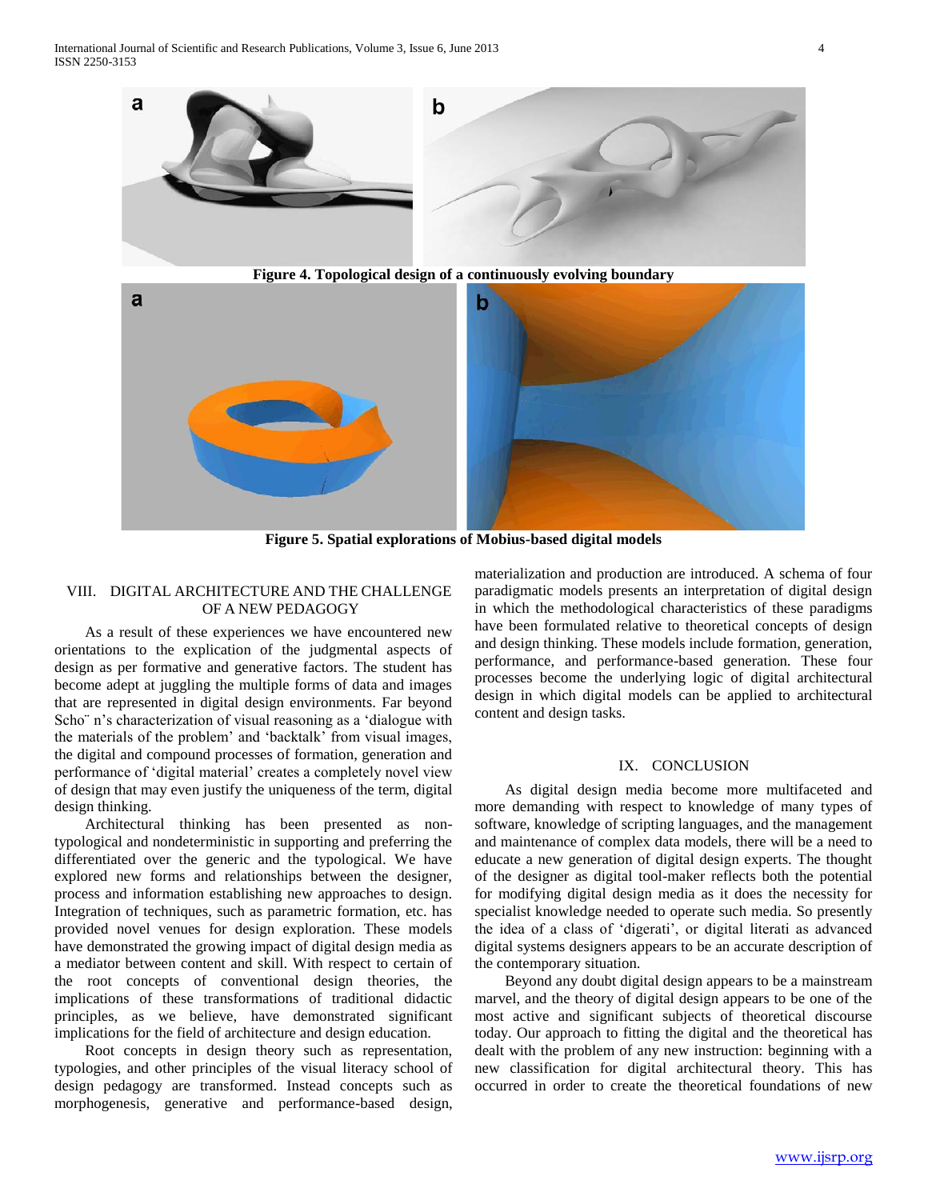**Figure 4. Topological design of a continuously evolving boundary**

**Figure 5. Spatial explorations of Mobius-based digital models**

## VIII. DIGITAL ARCHITECTURE AND THE CHALLENGE OF A NEW PEDAGOGY

As a result of these experiences we have encountered new orientations to the explication of the judgmental aspects of design as per formative and generative factors. The student has become adept at juggling the multiple forms of data and images that are represented in digital design environments. Far beyond Scho¨ n's characterization of visual reasoning as a 'dialogue with the materials of the problem' and 'backtalk' from visual images, the digital and compound processes of formation, generation and performance of 'digital material' creates a completely novel view of design that may even justify the uniqueness of the term, digital design thinking.

Architectural thinking has been presented as non-typological and nondeterministic in supporting and preferring the differentiated over the generic and the typological. We have explored new forms and relationships between the designer, process and information establishing new approaches to design. Integration of techniques, such as parametric formation, etc. has provided novel venues for design exploration. These models have demonstrated the growing impact of digital design media as a mediator between content and skill. With respect to certain of the root concepts of conventional design theories, the implications of these transformations of traditional didactic principles, as we believe, have demonstrated significant implications for the field of architecture and design education.

Root concepts in design theory such as representation, typologies, and other principles of the visual literacy school of design pedagogy are transformed. Instead concepts such as morphogenesis, generative and performance-based design, materialization and production are introduced. A schema of four paradigmatic models presents an interpretation of digital design in which the methodological characteristics of these paradigms have been formulated relative to theoretical concepts of design and design thinking. These models include formation, generation, performance, and performance-based generation. These four processes become the underlying logic of digital architectural design in which digital models can be applied to architectural content and design tasks.

## IX. CONCLUSION

As digital design media become more multifaceted and more demanding with respect to knowledge of many types of software, knowledge of scripting languages, and the management and maintenance of complex data models, there will be a need to educate a new generation of digital design experts. The thought of the designer as digital tool-maker reflects both the potential for modifying digital design media as it does the necessity for specialist knowledge needed to operate such media. So presently the idea of a class of 'digerati', or digital literati as advanced digital systems designers appears to be an accurate description of the contemporary situation.

Beyond any doubt digital design appears to be a mainstream marvel, and the theory of digital design appears to be one of the most active and significant subjects of theoretical discourse today. Our approach to fitting the digital and the theoretical has dealt with the problem of any new instruction: beginning with a new classification for digital architectural theory. This has occurred in order to create the theoretical foundations of new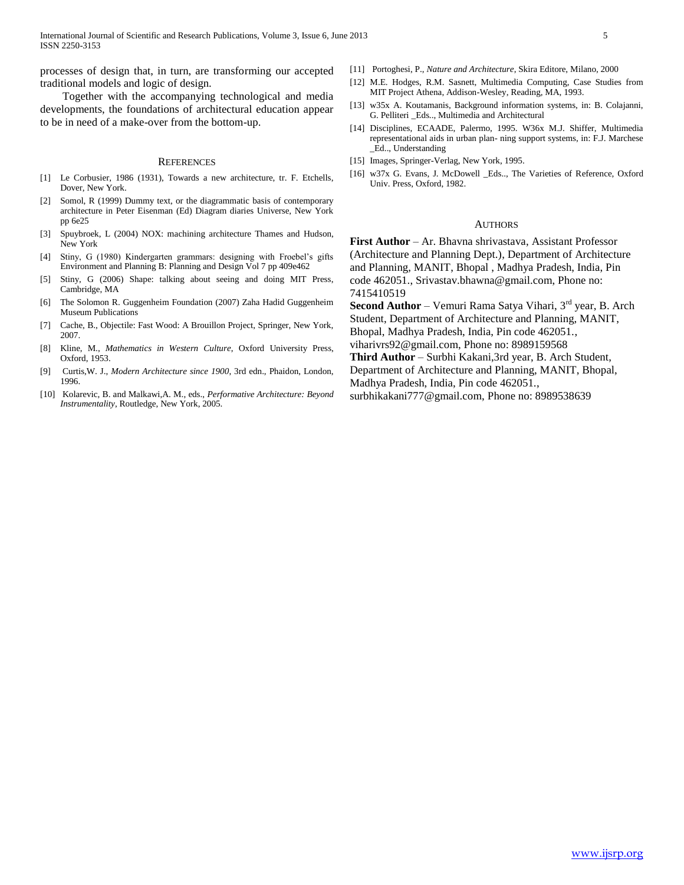processes of design that, in turn, are transforming our accepted traditional models and logic of design.

Together with the accompanying technological and media developments, the foundations of architectural education appear to be in need of a make-over from the bottom-up.

## References

[1] Le Corbusier, 1986 (1931), Towards a new architecture, tr. F. Etchells, Dover, New York.

[2] Somol, R (1999) Dummy text, or the diagrammatic basis of contemporary architecture in Peter Eisenman (Ed) Diagram diaries Universe, New York pp 6e25

[3] Spuybroek, L (2004) NOX: machining architecture Thames and Hudson, New York

[4] Stiny, G (1980) Kindergarten grammars: designing with Froebel's gifts Environment and Planning B: Planning and Design Vol 7 pp 409e462

[5] Stiny, G (2006) Shape: talking about seeing and doing MIT Press, Cambridge, MA

[6] The Solomon R. Guggenheim Foundation (2007) Zaha Hadid Guggenheim Museum Publications

[7] Cache, B., Objectile: Fast Wood: A Brouillon Project, Springer, New York, 2007.

[8] Kline, M., *Mathematics in Western Culture*, Oxford University Press, Oxford, 1953.

[9] Curtis,W. J., *Modern Architecture since 1900*, 3rd edn., Phaidon, London, 1996.

[10] Kolarevic, B. and Malkawi,A. M., eds., *Performative Architecture: Beyond Instrumentality*, Routledge, New York, 2005.

[11] Portoghesi, P., *Nature and Architecture*, Skira Editore, Milano, 2000

[12] M.E. Hodges, R.M. Sasnett, Multimedia Computing, Case Studies from MIT Project Athena, Addison-Wesley, Reading, MA, 1993.

[13] w35x A. Koutamanis, Background information systems, in: B. Colajanni, G. Pelliteri _Eds.., Multimedia and Architectural

[14] Disciplines, ECAADE, Palermo, 1995. W36x M.J. Shiffer, Multimedia representational aids in urban plan- ning support systems, in: F.J. Marchese _Ed.., Understanding

[15] Images, Springer-Verlag, New York, 1995.

[16] w37x G. Evans, J. McDowell _Eds.., The Varieties of Reference, Oxford Univ. Press, Oxford, 1982.

## Authors

**First Author** – Ar. Bhavna shrivastava, Assistant Professor (Architecture and Planning Dept.), Department of Architecture and Planning, MANIT, Bhopal , Madhya Pradesh, India, Pin code 462051., Srivastav.bhawna@gmail.com, Phone no: 7415410519

**Second Author** – Vemuri Rama Satya Vihari, 3rd year, B. Arch Student, Department of Architecture and Planning, MANIT, Bhopal, Madhya Pradesh, India, Pin code 462051., viharivrs92@gmail.com, Phone no: 8989159568

**Third Author** – Surbhi Kakani,3rd year, B. Arch Student, Department of Architecture and Planning, MANIT, Bhopal, Madhya Pradesh, India, Pin code 462051., surbhikakani777@gmail.com, Phone no: 8989538639